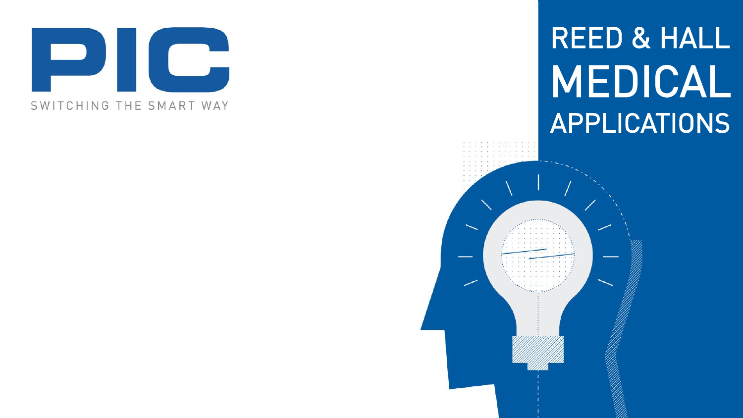PIC

SWITCHING THE SMART WAY

# REED & HALL MEDICAL APPLICATIONS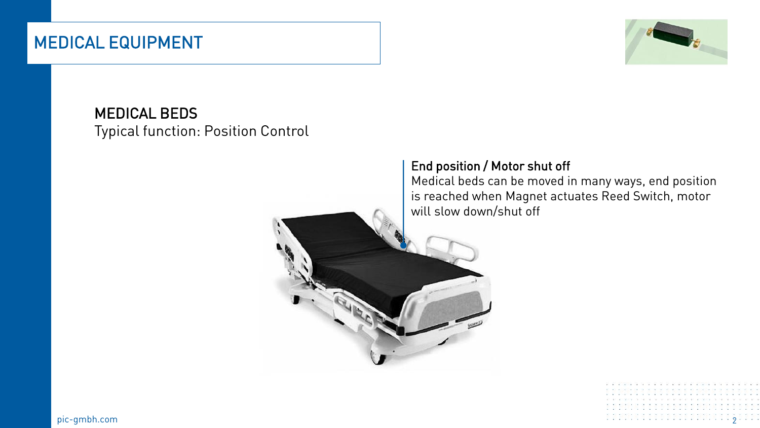# MEDICAL EQUIPMENT

## MEDICAL BEDS

Typical function: Position Control

### End position / Motor shut off

Medical beds can be moved in many ways, end position is reached when Magnet actuates Reed Switch, motor will slow down/shut off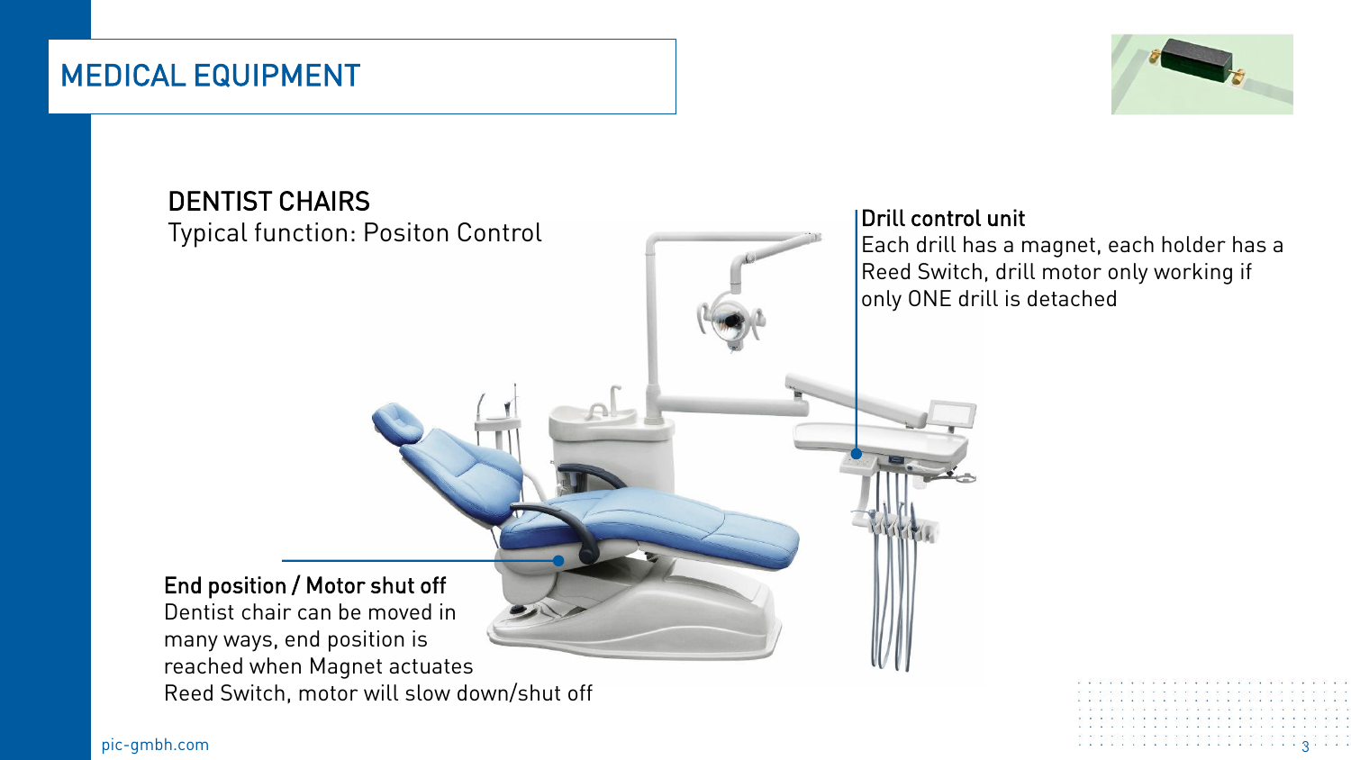# MEDICAL EQUIPMENT

## DENTIST CHAIRS

Typical function: Positon Control

**Drill control unit**

Each drill has a magnet, each holder has a Reed Switch, drill motor only working if only ONE drill is detached

**End position / Motor shut off**

Dentist chair can be moved in many ways, end position is reached when Magnet actuates Reed Switch, motor will slow down/shut off

pic-gmbh.com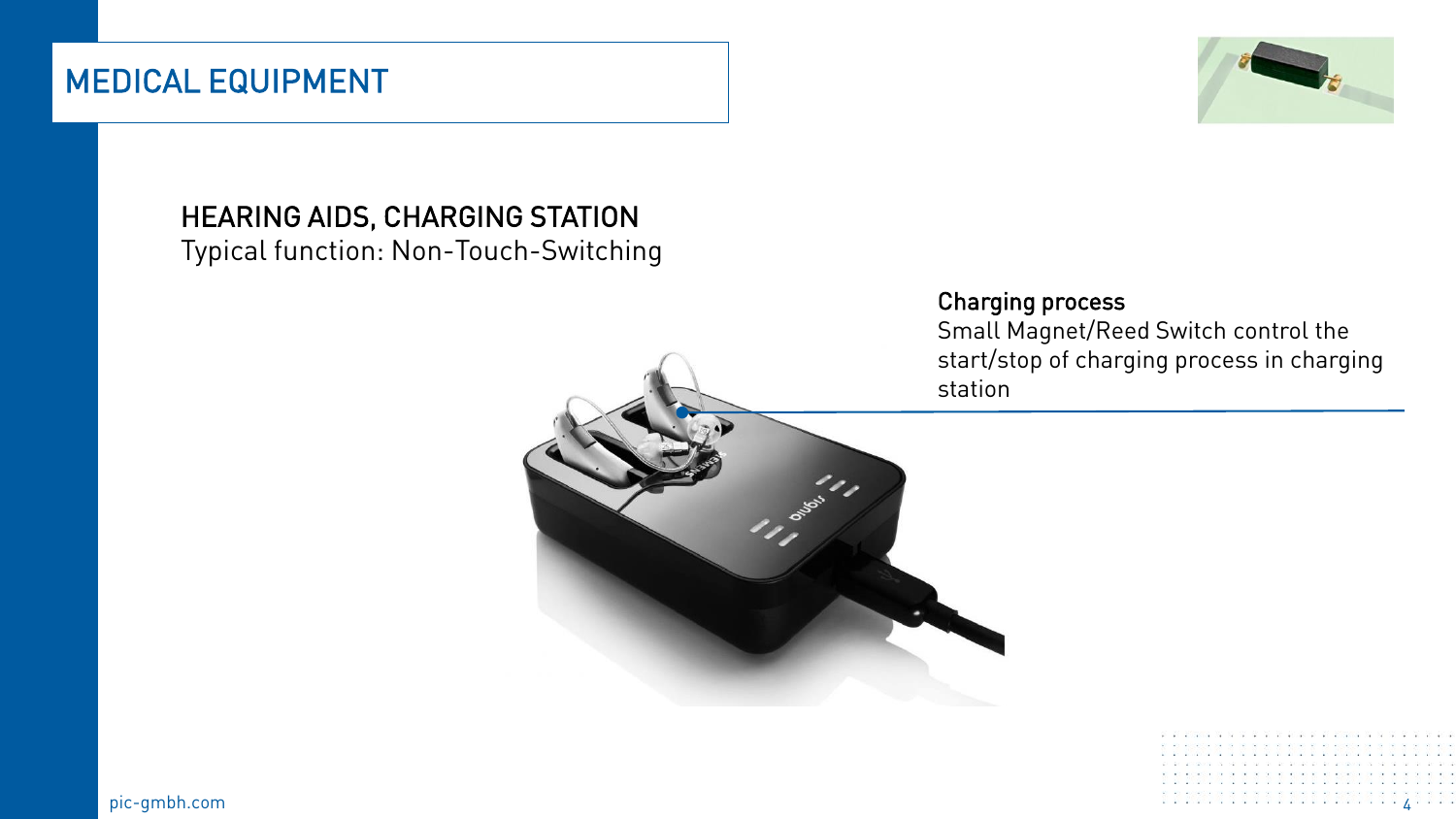# MEDICAL EQUIPMENT

## HEARING AIDS, CHARGING STATION

Typical function: Non-Touch-Switching

**Charging process**

Small Magnet/Reed Switch control the start/stop of charging process in charging station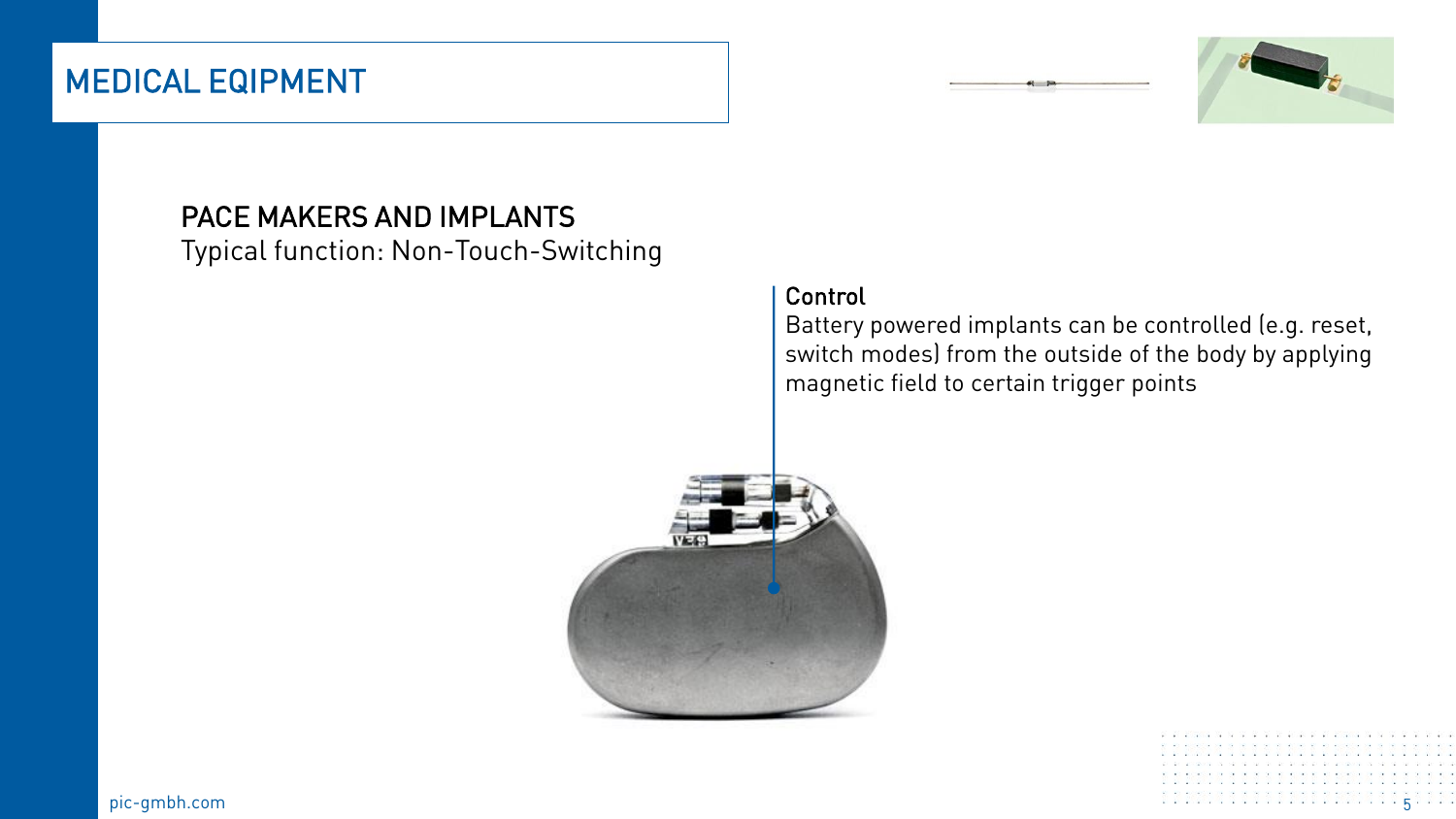# MEDICAL EQIPMENT

## PACE MAKERS AND IMPLANTS

Typical function: Non-Touch-Switching

**Control**

Battery powered implants can be controlled (e.g. reset, switch modes) from the outside of the body by applying magnetic field to certain trigger points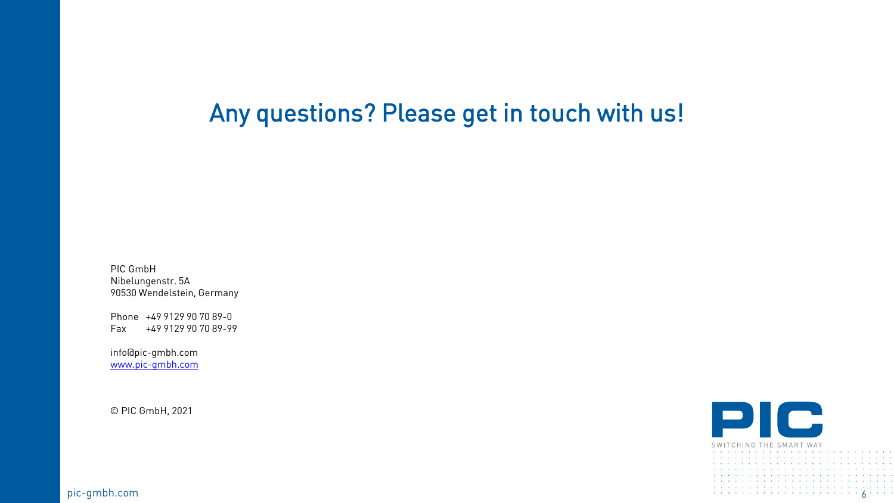# Any questions? Please get in touch with us!

PIC GmbH
Nibelungenstr. 5A
90530 Wendelstein, Germany

Phone +49 9129 90 70 89-0
Fax +49 9129 90 70 89-99

info@pic-gmbh.com
www.pic-gmbh.com

© PIC GmbH, 2021

PIC

SWITCHING THE SMART WAY